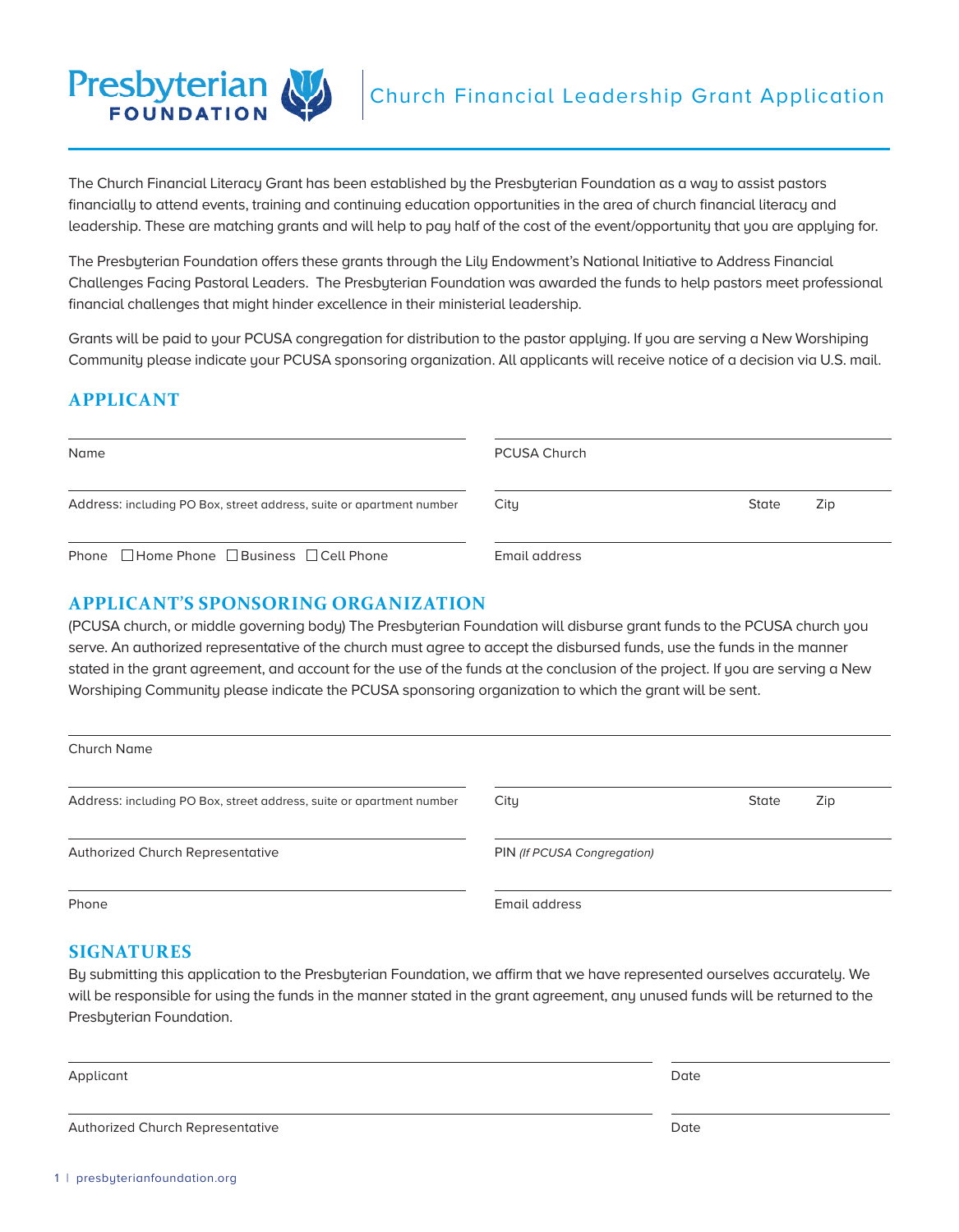# Presbyterian FOUNDATION | Church Financial Leadership Grant Application

The Church Financial Literacy Grant has been established by the Presbyterian Foundation as a way to assist pastors financially to attend events, training and continuing education opportunities in the area of church financial literacy and leadership. These are matching grants and will help to pay half of the cost of the event/opportunity that you are applying for.

The Presbyterian Foundation offers these grants through the Lily Endowment's National Initiative to Address Financial Challenges Facing Pastoral Leaders. The Presbyterian Foundation was awarded the funds to help pastors meet professional financial challenges that might hinder excellence in their ministerial leadership.

Grants will be paid to your PCUSA congregation for distribution to the pastor applying. If you are serving a New Worshiping Community please indicate your PCUSA sponsoring organization. All applicants will receive notice of a decision via U.S. mail.

## APPLICANT

Name

PCUSA Church

Address: including PO Box, street address, suite or apartment number

City State Zip

Phone ☐ Home Phone ☐ Business ☐ Cell Phone

Email address

## APPLICANT'S SPONSORING ORGANIZATION

(PCUSA church, or middle governing body) The Presbyterian Foundation will disburse grant funds to the PCUSA church you serve. An authorized representative of the church must agree to accept the disbursed funds, use the funds in the manner stated in the grant agreement, and account for the use of the funds at the conclusion of the project. If you are serving a New Worshiping Community please indicate the PCUSA sponsoring organization to which the grant will be sent.

Church Name

Address: including PO Box, street address, suite or apartment number

City State Zip

Authorized Church Representative

PIN *(If PCUSA Congregation)*

Phone

Email address

## SIGNATURES

By submitting this application to the Presbyterian Foundation, we affirm that we have represented ourselves accurately. We will be responsible for using the funds in the manner stated in the grant agreement, any unused funds will be returned to the Presbyterian Foundation.

Applicant

Date

Authorized Church Representative

Date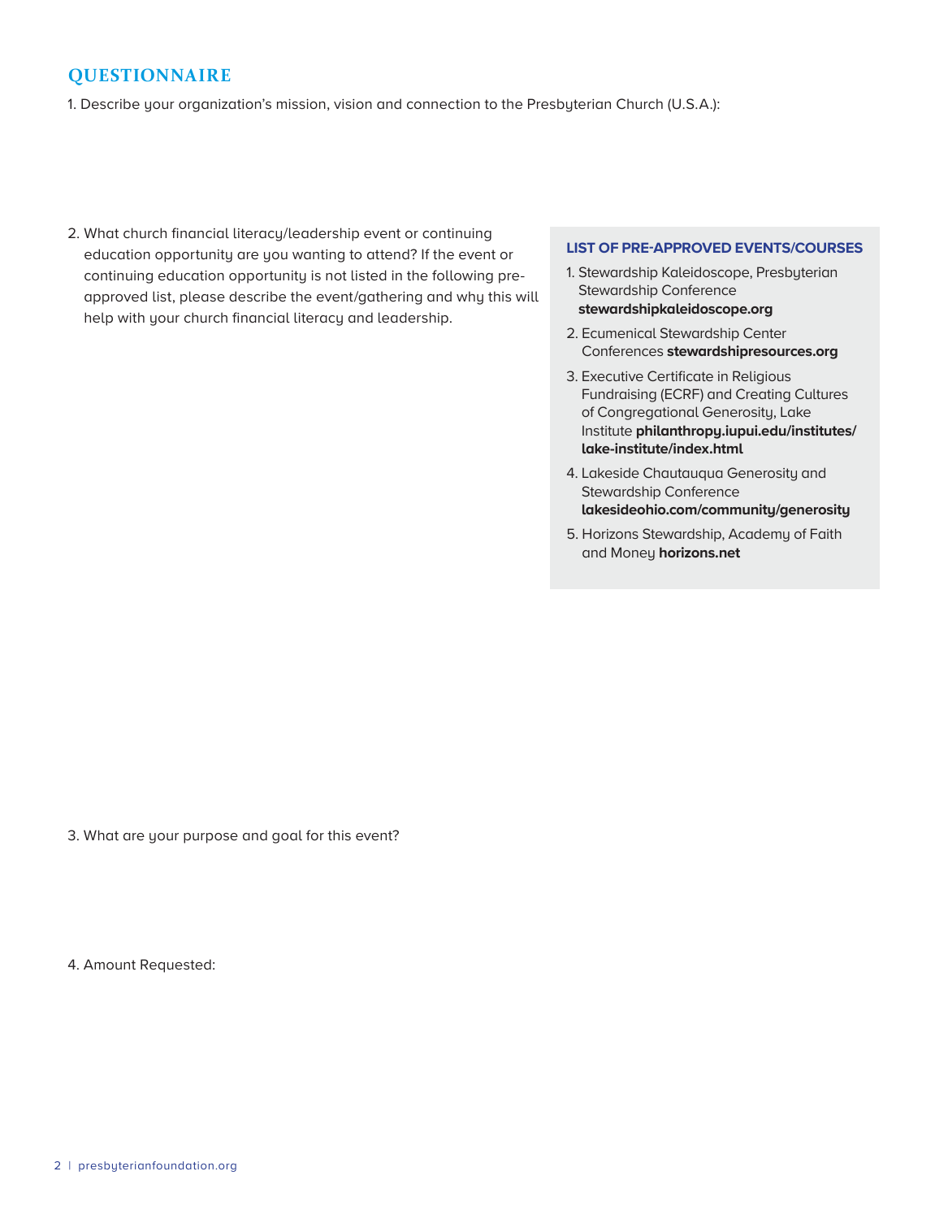## QUESTIONNAIRE

1. Describe your organization's mission, vision and connection to the Presbyterian Church (U.S.A.):

2. What church financial literacy/leadership event or continuing education opportunity are you wanting to attend? If the event or continuing education opportunity is not listed in the following pre-approved list, please describe the event/gathering and why this will help with your church financial literacy and leadership.

### LIST OF PRE-APPROVED EVENTS/COURSES

1. Stewardship Kaleidoscope, Presbyterian Stewardship Conference **stewardshipkaleidoscope.org**
2. Ecumenical Stewardship Center Conferences **stewardshipresources.org**
3. Executive Certificate in Religious Fundraising (ECRF) and Creating Cultures of Congregational Generosity, Lake Institute **philanthropy.iupui.edu/institutes/lake-institute/index.html**
4. Lakeside Chautauqua Generosity and Stewardship Conference **lakesideohio.com/community/generosity**
5. Horizons Stewardship, Academy of Faith and Money **horizons.net**

3. What are your purpose and goal for this event?

4. Amount Requested: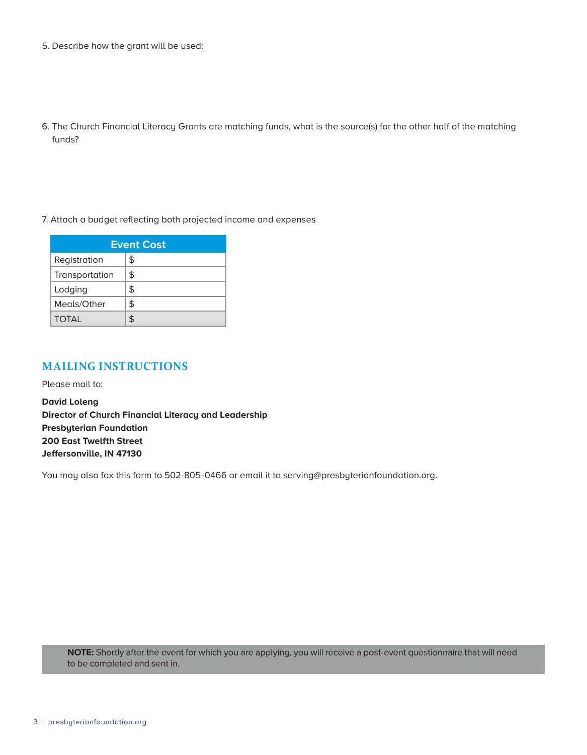5. Describe how the grant will be used:

6. The Church Financial Literacy Grants are matching funds, what is the source(s) for the other half of the matching funds?

7. Attach a budget reflecting both projected income and expenses

| Event Cost | |
|---|---|
| Registration | $ |
| Transportation | $ |
| Lodging | $ |
| Meals/Other | $ |
| TOTAL | $ |

## MAILING INSTRUCTIONS

Please mail to:

**David Loleng**
**Director of Church Financial Literacy and Leadership**
**Presbyterian Foundation**
**200 East Twelfth Street**
**Jeffersonville, IN 47130**

You may also fax this form to 502-805-0466 or email it to serving@presbyterianfoundation.org.

**NOTE:** Shortly after the event for which you are applying, you will receive a post-event questionnaire that will need to be completed and sent in.